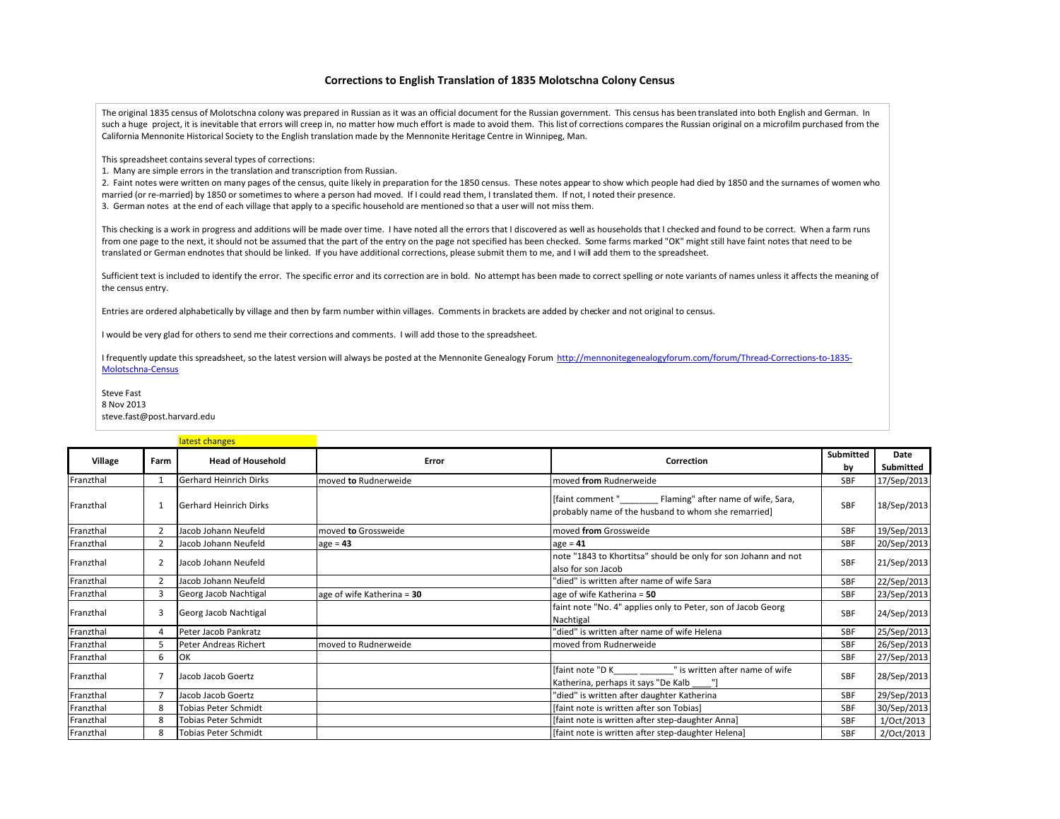# Corrections to English Translation of 1835 Molotschna Colony Census

The original 1835 census of Molotschna colony was prepared in Russian as it was an official document for the Russian government. This census has been translated into both English and German. In such a huge project, it is inevitable that errors will creep in, no matter how much effort is made to avoid them. This list of corrections compares the Russian original on a microfilm purchased from the California Mennonite Historical Society to the English translation made by the Mennonite Heritage Centre in Winnipeg, Man.

This spreadsheet contains several types of corrections:

1. Many are simple errors in the translation and transcription from Russian.
2. Faint notes were written on many pages of the census, quite likely in preparation for the 1850 census. These notes appear to show which people had died by 1850 and the surnames of women who married (or re-married) by 1850 or sometimes to where a person had moved. If I could read them, I translated them. If not, I noted their presence.
3. German notes at the end of each village that apply to a specific household are mentioned so that a user will not miss them.

This checking is a work in progress and additions will be made over time. I have noted all the errors that I discovered as well as households that I checked and found to be correct. When a farm runs from one page to the next, it should not be assumed that the part of the entry on the page not specified has been checked. Some farms marked "OK" might still have faint notes that need to be translated or German endnotes that should be linked. If you have additional corrections, please submit them to me, and I will add them to the spreadsheet.

Sufficient text is included to identify the error. The specific error and its correction are in bold. No attempt has been made to correct spelling or note variants of names unless it affects the meaning of the census entry.

Entries are ordered alphabetically by village and then by farm number within villages. Comments in brackets are added by checker and not original to census.

I would be very glad for others to send me their corrections and comments. I will add those to the spreadsheet.

I frequently update this spreadsheet, so the latest version will always be posted at the Mennonite Genealogy Forum http://mennonitegenealogyforum.com/forum/Thread-Corrections-to-1835-Molotschna-Census

Steve Fast
8 Nov 2013
steve.fast@post.harvard.edu

latest changes

| Village | Farm | Head of Household | Error | Correction | Submitted by | Date Submitted |
|---|---|---|---|---|---|---|
| Franzthal | 1 | Gerhard Heinrich Dirks | moved **to** Rudnerweide | moved **from** Rudnerweide | SBF | 17/Sep/2013 |
| Franzthal | 1 | Gerhard Heinrich Dirks | | [faint comment "________ Flaming" after name of wife, Sara, probably name of the husband to whom she remarried] | SBF | 18/Sep/2013 |
| Franzthal | 2 | Jacob Johann Neufeld | moved **to** Grossweide | moved **from** Grossweide | SBF | 19/Sep/2013 |
| Franzthal | 2 | Jacob Johann Neufeld | age = **43** | age = **41** | SBF | 20/Sep/2013 |
| Franzthal | 2 | Jacob Johann Neufeld | | note "1843 to Khortitsa" should be only for son Johann and not also for son Jacob | SBF | 21/Sep/2013 |
| Franzthal | 2 | Jacob Johann Neufeld | | "died" is written after name of wife Sara | SBF | 22/Sep/2013 |
| Franzthal | 3 | Georg Jacob Nachtigal | age of wife Katherina = **30** | age of wife Katherina = **50** | SBF | 23/Sep/2013 |
| Franzthal | 3 | Georg Jacob Nachtigal | | faint note "No. 4" applies only to Peter, son of Jacob Georg Nachtigal | SBF | 24/Sep/2013 |
| Franzthal | 4 | Peter Jacob Pankratz | | "died" is written after name of wife Helena | SBF | 25/Sep/2013 |
| Franzthal | 5 | Peter Andreas Richert | moved to Rudnerweide | moved from Rudnerweide | SBF | 26/Sep/2013 |
| Franzthal | 6 | OK | | | SBF | 27/Sep/2013 |
| Franzthal | 7 | Jacob Jacob Goertz | | [faint note "D K_____ _______" is written after name of wife Katherina, perhaps it says "De Kalb ____"] | SBF | 28/Sep/2013 |
| Franzthal | 7 | Jacob Jacob Goertz | | "died" is written after daughter Katherina | SBF | 29/Sep/2013 |
| Franzthal | 8 | Tobias Peter Schmidt | | [faint note is written after son Tobias] | SBF | 30/Sep/2013 |
| Franzthal | 8 | Tobias Peter Schmidt | | [faint note is written after step-daughter Anna] | SBF | 1/Oct/2013 |
| Franzthal | 8 | Tobias Peter Schmidt | | [faint note is written after step-daughter Helena] | SBF | 2/Oct/2013 |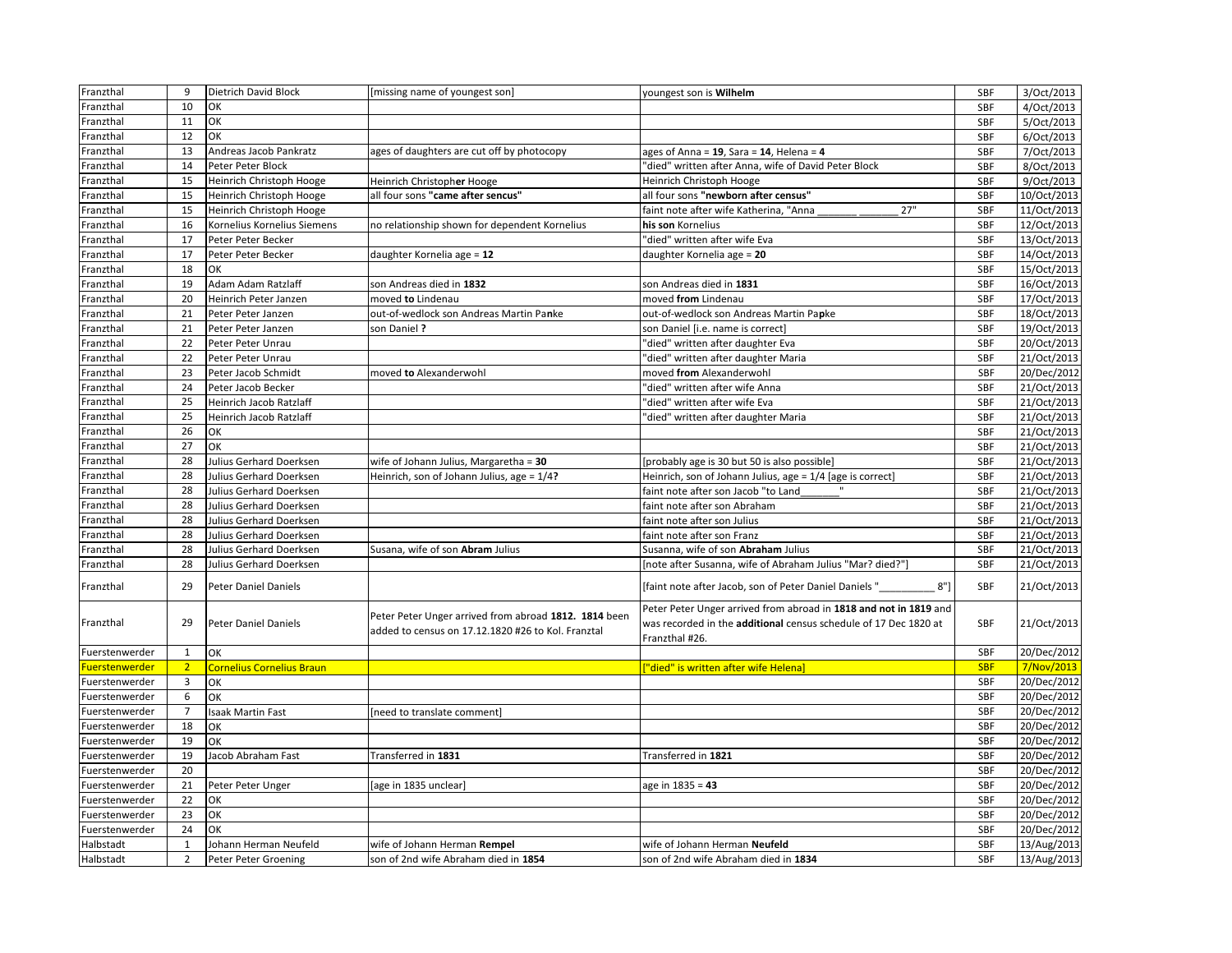| | | | | | | |
|---|---|---|---|---|---|---|
| Franzthal | 9 | Dietrich David Block | [missing name of youngest son] | youngest son is **Wilhelm** | SBF | 3/Oct/2013 |
| Franzthal | 10 | OK | | | SBF | 4/Oct/2013 |
| Franzthal | 11 | OK | | | SBF | 5/Oct/2013 |
| Franzthal | 12 | OK | | | SBF | 6/Oct/2013 |
| Franzthal | 13 | Andreas Jacob Pankratz | ages of daughters are cut off by photocopy | ages of Anna = **19**, Sara = **14**, Helena = **4** | SBF | 7/Oct/2013 |
| Franzthal | 14 | Peter Peter Block | | "died" written after Anna, wife of David Peter Block | SBF | 8/Oct/2013 |
| Franzthal | 15 | Heinrich Christoph Hooge | Heinrich Christoph**er** Hooge | Heinrich Christoph Hooge | SBF | 9/Oct/2013 |
| Franzthal | 15 | Heinrich Christoph Hooge | all four sons **"came after sencus"** | all four sons **"newborn after census"** | SBF | 10/Oct/2013 |
| Franzthal | 15 | Heinrich Christoph Hooge | | faint note after wife Katherina, "Anna _______ _______ 27" | SBF | 11/Oct/2013 |
| Franzthal | 16 | Kornelius Kornelius Siemens | no relationship shown for dependent Kornelius | **his son** Kornelius | SBF | 12/Oct/2013 |
| Franzthal | 17 | Peter Peter Becker | | "died" written after wife Eva | SBF | 13/Oct/2013 |
| Franzthal | 17 | Peter Peter Becker | daughter Kornelia age = **12** | daughter Kornelia age = **20** | SBF | 14/Oct/2013 |
| Franzthal | 18 | OK | | | SBF | 15/Oct/2013 |
| Franzthal | 19 | Adam Adam Ratzlaff | son Andreas died in **1832** | son Andreas died in **1831** | SBF | 16/Oct/2013 |
| Franzthal | 20 | Heinrich Peter Janzen | moved **to** Lindenau | moved **from** Lindenau | SBF | 17/Oct/2013 |
| Franzthal | 21 | Peter Peter Janzen | out-of-wedlock son Andreas Martin Pa**n**ke | out-of-wedlock son Andreas Martin Pa**p**ke | SBF | 18/Oct/2013 |
| Franzthal | 21 | Peter Peter Janzen | son Daniel **?** | son Daniel [i.e. name is correct] | SBF | 19/Oct/2013 |
| Franzthal | 22 | Peter Peter Unrau | | "died" written after daughter Eva | SBF | 20/Oct/2013 |
| Franzthal | 22 | Peter Peter Unrau | | "died" written after daughter Maria | SBF | 21/Oct/2013 |
| Franzthal | 23 | Peter Jacob Schmidt | moved **to** Alexanderwohl | moved **from** Alexanderwohl | SBF | 20/Dec/2012 |
| Franzthal | 24 | Peter Jacob Becker | | "died" written after wife Anna | SBF | 21/Oct/2013 |
| Franzthal | 25 | Heinrich Jacob Ratzlaff | | "died" written after wife Eva | SBF | 21/Oct/2013 |
| Franzthal | 25 | Heinrich Jacob Ratzlaff | | "died" written after daughter Maria | SBF | 21/Oct/2013 |
| Franzthal | 26 | OK | | | SBF | 21/Oct/2013 |
| Franzthal | 27 | OK | | | SBF | 21/Oct/2013 |
| Franzthal | 28 | Julius Gerhard Doerksen | wife of Johann Julius, Margaretha = **30** | [probably age is 30 but 50 is also possible] | SBF | 21/Oct/2013 |
| Franzthal | 28 | Julius Gerhard Doerksen | Heinrich, son of Johann Julius, age = 1/4**?** | Heinrich, son of Johann Julius, age = 1/4 [age is correct] | SBF | 21/Oct/2013 |
| Franzthal | 28 | Julius Gerhard Doerksen | | faint note after son Jacob "to Land_______" | SBF | 21/Oct/2013 |
| Franzthal | 28 | Julius Gerhard Doerksen | | faint note after son Abraham | SBF | 21/Oct/2013 |
| Franzthal | 28 | Julius Gerhard Doerksen | | faint note after son Julius | SBF | 21/Oct/2013 |
| Franzthal | 28 | Julius Gerhard Doerksen | | faint note after son Franz | SBF | 21/Oct/2013 |
| Franzthal | 28 | Julius Gerhard Doerksen | Susana, wife of son **Abram** Julius | Susanna, wife of son **Abraham** Julius | SBF | 21/Oct/2013 |
| Franzthal | 28 | Julius Gerhard Doerksen | | [note after Susanna, wife of Abraham Julius "Mar? died?"] | SBF | 21/Oct/2013 |
| Franzthal | 29 | Peter Daniel Daniels | | [faint note after Jacob, son of Peter Daniel Daniels "__________ 8"] | SBF | 21/Oct/2013 |
| Franzthal | 29 | Peter Daniel Daniels | Peter Peter Unger arrived from abroad **1812. 1814** been added to census on 17.12.1820 #26 to Kol. Franztal | Peter Peter Unger arrived from abroad in **1818 and not in 1819** and was recorded in the **additional** census schedule of 17 Dec 1820 at Franzthal #26. | SBF | 21/Oct/2013 |
| Fuerstenwerder | 1 | OK | | | SBF | 20/Dec/2012 |
| Fuerstenwerder | 2 | Cornelius Cornelius Braun | | ["died" is written after wife Helena] | SBF | 7/Nov/2013 |
| Fuerstenwerder | 3 | OK | | | SBF | 20/Dec/2012 |
| Fuerstenwerder | 6 | OK | | | SBF | 20/Dec/2012 |
| Fuerstenwerder | 7 | Isaak Martin Fast | [need to translate comment] | | SBF | 20/Dec/2012 |
| Fuerstenwerder | 18 | OK | | | SBF | 20/Dec/2012 |
| Fuerstenwerder | 19 | OK | | | SBF | 20/Dec/2012 |
| Fuerstenwerder | 19 | Jacob Abraham Fast | Transferred in **1831** | Transferred in **1821** | SBF | 20/Dec/2012 |
| Fuerstenwerder | 20 | | | | SBF | 20/Dec/2012 |
| Fuerstenwerder | 21 | Peter Peter Unger | [age in 1835 unclear] | age in 1835 = **43** | SBF | 20/Dec/2012 |
| Fuerstenwerder | 22 | OK | | | SBF | 20/Dec/2012 |
| Fuerstenwerder | 23 | OK | | | SBF | 20/Dec/2012 |
| Fuerstenwerder | 24 | OK | | | SBF | 20/Dec/2012 |
| Halbstadt | 1 | Johann Herman Neufeld | wife of Johann Herman **Rempel** | wife of Johann Herman **Neufeld** | SBF | 13/Aug/2013 |
| Halbstadt | 2 | Peter Peter Groening | son of 2nd wife Abraham died in **1854** | son of 2nd wife Abraham died in **1834** | SBF | 13/Aug/2013 |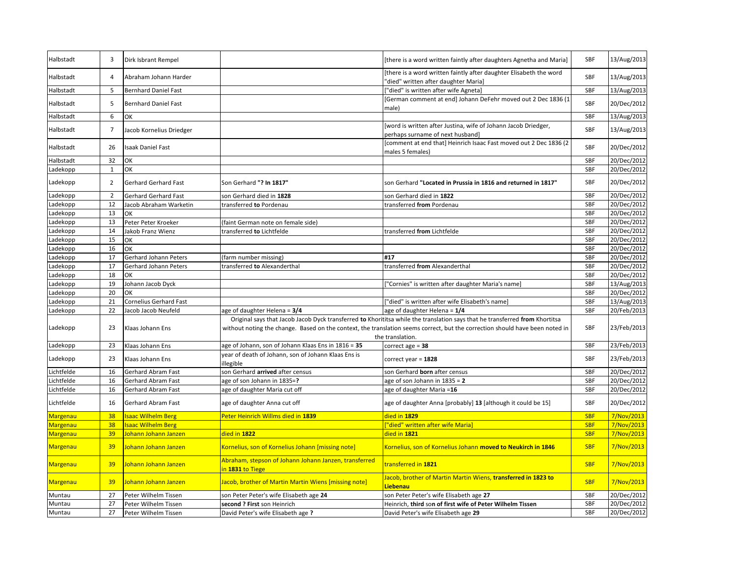| | | | | | | |
|---|---|---|---|---|---|---|
| Halbstadt | 3 | Dirk Isbrant Rempel | | [there is a word written faintly after daughters Agnetha and Maria] | SBF | 13/Aug/2013 |
| Halbstadt | 4 | Abraham Johann Harder | | [there is a word written faintly after daughter Elisabeth the word "died" written after daughter Maria] | SBF | 13/Aug/2013 |
| Halbstadt | 5 | Bernhard Daniel Fast | | ["died" is written after wife Agneta] | SBF | 13/Aug/2013 |
| Halbstadt | 5 | Bernhard Daniel Fast | | [German comment at end] Johann DeFehr moved out 2 Dec 1836 (1 male) | SBF | 20/Dec/2012 |
| Halbstadt | 6 | OK | | | SBF | 13/Aug/2013 |
| Halbstadt | 7 | Jacob Kornelius Driedger | | [word is written after Justina, wife of Johann Jacob Driedger, perhaps surname of next husband] | SBF | 13/Aug/2013 |
| Halbstadt | 26 | Isaak Daniel Fast | | [comment at end that] Heinrich Isaac Fast moved out 2 Dec 1836 (2 males 5 females) | SBF | 20/Dec/2012 |
| Halbstadt | 32 | OK | | | SBF | 20/Dec/2012 |
| Ladekopp | 1 | OK | | | SBF | 20/Dec/2012 |
| Ladekopp | 2 | Gerhard Gerhard Fast | Son Gerhard **"? In 1817"** | son Gerhard **"Located in Prussia in 1816 and returned in 1817"** | SBF | 20/Dec/2012 |
| Ladekopp | 2 | Gerhard Gerhard Fast | son Gerhard died in **1828** | son Gerhard died in **1822** | SBF | 20/Dec/2012 |
| Ladekopp | 12 | Jacob Abraham Warketin | transferred **to** Pordenau | transferred **from** Pordenau | SBF | 20/Dec/2012 |
| Ladekopp | 13 | OK | | | SBF | 20/Dec/2012 |
| Ladekopp | 13 | Peter Peter Kroeker | (faint German note on female side) | | SBF | 20/Dec/2012 |
| Ladekopp | 14 | Jakob Franz Wienz | transferred **to** Lichtfelde | transferred **from** Lichtfelde | SBF | 20/Dec/2012 |
| Ladekopp | 15 | OK | | | SBF | 20/Dec/2012 |
| Ladekopp | 16 | OK | | | SBF | 20/Dec/2012 |
| Ladekopp | 17 | Gerhard Johann Peters | (farm number missing) | **#17** | SBF | 20/Dec/2012 |
| Ladekopp | 17 | Gerhard Johann Peters | transferred **to** Alexanderthal | transferred **from** Alexanderthal | SBF | 20/Dec/2012 |
| Ladekopp | 18 | OK | | | SBF | 20/Dec/2012 |
| Ladekopp | 19 | Johann Jacob Dyck | | ["Cornies" is written after daughter Maria's name] | SBF | 13/Aug/2013 |
| Ladekopp | 20 | OK | | | SBF | 20/Dec/2012 |
| Ladekopp | 21 | Cornelius Gerhard Fast | | ["died" is written after wife Elisabeth's name] | SBF | 13/Aug/2013 |
| Ladekopp | 22 | Jacob Jacob Neufeld | age of daughter Helena = **3/4** | age of daughter Helena = **1/4** | SBF | 20/Feb/2013 |
| Ladekopp | 23 | Klaas Johann Ens | Original says that Jacob Jacob Dyck transferred **to** Khorititsa while the translation says that he transferred **from** Khortitsa without noting the change. Based on the context, the translation seems correct, but the correction should have been noted in the translation. | | SBF | 23/Feb/2013 |
| Ladekopp | 23 | Klaas Johann Ens | age of Johann, son of Johann Klaas Ens in 1816 = **35** | correct age = **38** | SBF | 23/Feb/2013 |
| Ladekopp | 23 | Klaas Johann Ens | year of death of Johann, son of Johann Klaas Ens is illegible | correct year = **1828** | SBF | 23/Feb/2013 |
| Lichtfelde | 16 | Gerhard Abram Fast | son Gerhard **arrived** after census | son Gerhard **born** after census | SBF | 20/Dec/2012 |
| Lichtfelde | 16 | Gerhard Abram Fast | age of son Johann in 1835=**?** | age of son Johann in 1835 = **2** | SBF | 20/Dec/2012 |
| Lichtfelde | 16 | Gerhard Abram Fast | age of daughter Maria cut off | age of daughter Maria =**16** | SBF | 20/Dec/2012 |
| Lichtfelde | 16 | Gerhard Abram Fast | age of daughter Anna cut off | age of daughter Anna [probably] **13** [although it could be 15] | SBF | 20/Dec/2012 |
| Margenau | 38 | Isaac Wilhelm Berg | Peter Heinrich Willms died in **1839** | died in **1829** | SBF | 7/Nov/2013 |
| Margenau | 38 | Isaac Wilhelm Berg | | ["died" written after wife Maria] | SBF | 7/Nov/2013 |
| Margenau | 39 | Johann Johann Janzen | died in **1822** | died in **1821** | SBF | 7/Nov/2013 |
| Margenau | 39 | Johann Johann Janzen | Kornelius, son of Kornelius Johann [missing note] | Kornelius, son of Kornelius Johann **moved to Neukirch in 1846** | SBF | 7/Nov/2013 |
| Margenau | 39 | Johann Johann Janzen | Abraham, stepson of Johann Johann Janzen, transferred in **1831** to Tiege | transferred in **1821** | SBF | 7/Nov/2013 |
| Margenau | 39 | Johann Johann Janzen | Jacob, brother of Martin Martin Wiens [missing note] | Jacob, brother of Martin Martin Wiens, **transferred in 1823 to Liebenau** | SBF | 7/Nov/2013 |
| Muntau | 27 | Peter Wilhelm Tissen | son Peter Peter's wife Elisabeth age **24** | son Peter Peter's wife Elisabeth age **27** | SBF | 20/Dec/2012 |
| Muntau | 27 | Peter Wilhelm Tissen | **second ? First** son Heinrich | Heinrich, **third** so**n of first wife of Peter Wilhelm Tissen** | SBF | 20/Dec/2012 |
| Muntau | 27 | Peter Wilhelm Tissen | David Peter's wife Elisabeth age **?** | David Peter's wife Elisabeth age **29** | SBF | 20/Dec/2012 |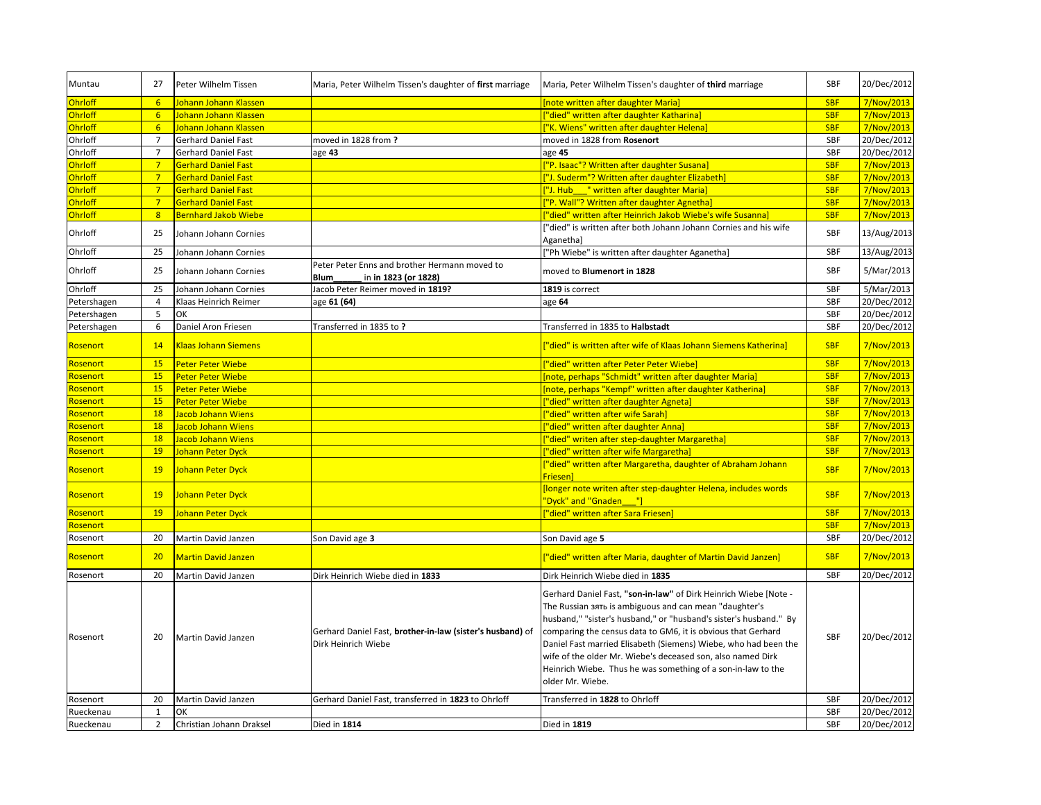| Muntau | 27 | Peter Wilhelm Tissen | Maria, Peter Wilhelm Tissen's daughter of **first** marriage | Maria, Peter Wilhelm Tissen's daughter of **third** marriage | SBF | 20/Dec/2012 |
|---|---|---|---|---|---|---|
| Ohrloff | 6 | Johann Johann Klassen | | [note written after daughter Maria] | SBF | 7/Nov/2013 |
| Ohrloff | 6 | Johann Johann Klassen | | ["died" written after daughter Katharina] | SBF | 7/Nov/2013 |
| Ohrloff | 6 | Johann Johann Klassen | | ["K. Wiens" written after daughter Helena] | SBF | 7/Nov/2013 |
| Ohrloff | 7 | Gerhard Daniel Fast | moved in 1828 from **?** | moved in 1828 from **Rosenort** | SBF | 20/Dec/2012 |
| Ohrloff | 7 | Gerhard Daniel Fast | age **43** | age **45** | SBF | 20/Dec/2012 |
| Ohrloff | 7 | Gerhard Daniel Fast | | ["P. Isaac"? Written after daughter Susana] | SBF | 7/Nov/2013 |
| Ohrloff | 7 | Gerhard Daniel Fast | | ["J. Suderm"? Written after daughter Elizabeth] | SBF | 7/Nov/2013 |
| Ohrloff | 7 | Gerhard Daniel Fast | | ["J. Hub___" written after daughter Maria] | SBF | 7/Nov/2013 |
| Ohrloff | 7 | Gerhard Daniel Fast | | ["P. Wall"? Written after daughter Agnetha] | SBF | 7/Nov/2013 |
| Ohrloff | 8 | Bernhard Jakob Wiebe | | ["died" written after Heinrich Jakob Wiebe's wife Susanna] | SBF | 7/Nov/2013 |
| Ohrloff | 25 | Johann Johann Cornies | | ["died" is written after both Johann Johann Cornies and his wife Aganetha] | SBF | 13/Aug/2013 |
| Ohrloff | 25 | Johann Johann Cornies | | ["Ph Wiebe" is written after daughter Aganetha] | SBF | 13/Aug/2013 |
| Ohrloff | 25 | Johann Johann Cornies | Peter Peter Enns and brother Hermann moved to **Blum______** in **in 1823 (or 1828)** | moved to **Blumenort in 1828** | SBF | 5/Mar/2013 |
| Ohrloff | 25 | Johann Johann Cornies | Jacob Peter Reimer moved in **1819?** | **1819** is correct | SBF | 5/Mar/2013 |
| Petershagen | 4 | Klaas Heinrich Reimer | age **61 (64)** | age **64** | SBF | 20/Dec/2012 |
| Petershagen | 5 | OK | | | SBF | 20/Dec/2012 |
| Petershagen | 6 | Daniel Aron Friesen | Transferred in 1835 to **?** | Transferred in 1835 to **Halbstadt** | SBF | 20/Dec/2012 |
| Rosenort | 14 | Klaas Johann Siemens | | ["died" is written after wife of Klaas Johann Siemens Katherina] | SBF | 7/Nov/2013 |
| Rosenort | 15 | Peter Peter Wiebe | | ["died" written after Peter Peter Wiebe] | SBF | 7/Nov/2013 |
| Rosenort | 15 | Peter Peter Wiebe | | [note, perhaps "Schmidt" written after daughter Maria] | SBF | 7/Nov/2013 |
| Rosenort | 15 | Peter Peter Wiebe | | [note, perhaps "Kempf" written after daughter Katherina] | SBF | 7/Nov/2013 |
| Rosenort | 15 | Peter Peter Wiebe | | ["died" written after daughter Agneta] | SBF | 7/Nov/2013 |
| Rosenort | 18 | Jacob Johann Wiens | | ["died" written after wife Sarah] | SBF | 7/Nov/2013 |
| Rosenort | 18 | Jacob Johann Wiens | | ["died" written after daughter Anna] | SBF | 7/Nov/2013 |
| Rosenort | 18 | Jacob Johann Wiens | | ["died" writen after step-daughter Margaretha] | SBF | 7/Nov/2013 |
| Rosenort | 19 | Johann Peter Dyck | | ["died" written after wife Margaretha] | SBF | 7/Nov/2013 |
| Rosenort | 19 | Johann Peter Dyck | | ["died" written after Margaretha, daughter of Abraham Johann Friesen] | SBF | 7/Nov/2013 |
| Rosenort | 19 | Johann Peter Dyck | | [longer note writen after step-daughter Helena, includes words "Dyck" and "Gnaden___"] | SBF | 7/Nov/2013 |
| Rosenort | 19 | Johann Peter Dyck | | ["died" written after Sara Friesen] | SBF | 7/Nov/2013 |
| Rosenort | | | | | SBF | 7/Nov/2013 |
| Rosenort | 20 | Martin David Janzen | Son David age **3** | Son David age **5** | SBF | 20/Dec/2012 |
| Rosenort | 20 | Martin David Janzen | | ["died" written after Maria, daughter of Martin David Janzen] | SBF | 7/Nov/2013 |
| Rosenort | 20 | Martin David Janzen | Dirk Heinrich Wiebe died in **1833** | Dirk Heinrich Wiebe died in **1835** | SBF | 20/Dec/2012 |
| Rosenort | 20 | Martin David Janzen | Gerhard Daniel Fast, **brother-in-law (sister's husband)** of Dirk Heinrich Wiebe | Gerhard Daniel Fast, **"son-in-law"** of Dirk Heinrich Wiebe [Note - The Russian зять is ambiguous and can mean "daughter's husband," "sister's husband," or "husband's sister's husband." By comparing the census data to GM6, it is obvious that Gerhard Daniel Fast married Elisabeth (Siemens) Wiebe, who had been the wife of the older Mr. Wiebe's deceased son, also named Dirk Heinrich Wiebe. Thus he was something of a son-in-law to the older Mr. Wiebe. | SBF | 20/Dec/2012 |
| Rosenort | 20 | Martin David Janzen | Gerhard Daniel Fast, transferred in **1823** to Ohrloff | Transferred in **1828** to Ohrloff | SBF | 20/Dec/2012 |
| Rueckenau | 1 | OK | | | SBF | 20/Dec/2012 |
| Rueckenau | 2 | Christian Johann Draksel | Died in **1814** | Died in **1819** | SBF | 20/Dec/2012 |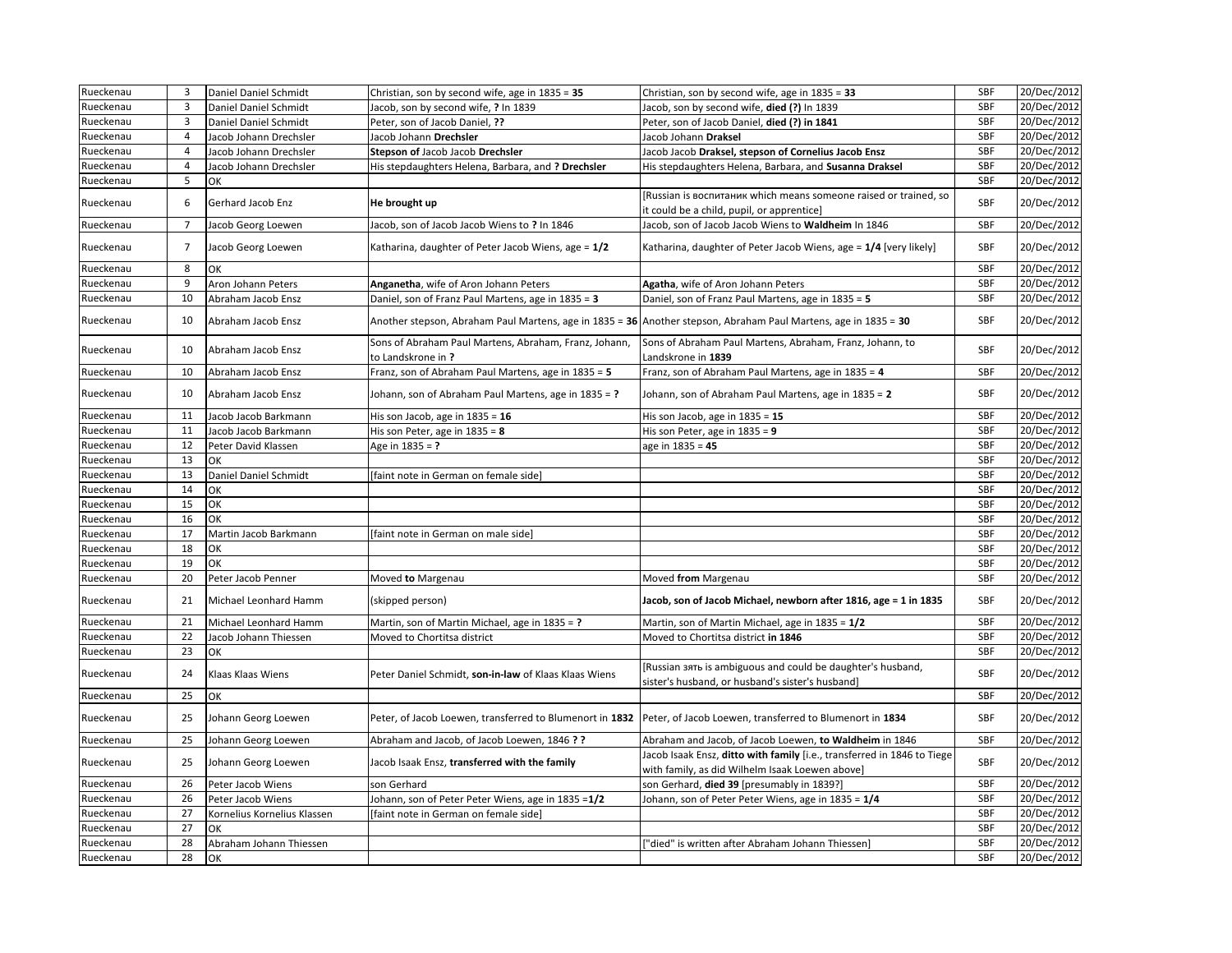| | | | | | | |
|---|---|---|---|---|---|---|
| Rueckenau | 3 | Daniel Daniel Schmidt | Christian, son by second wife, age in 1835 = **35** | Christian, son by second wife, age in 1835 = **33** | SBF | 20/Dec/2012 |
| Rueckenau | 3 | Daniel Daniel Schmidt | Jacob, son by second wife, **?** In 1839 | Jacob, son by second wife, **died (?)** In 1839 | SBF | 20/Dec/2012 |
| Rueckenau | 3 | Daniel Daniel Schmidt | Peter, son of Jacob Daniel, **??** | Peter, son of Jacob Daniel, **died (?) in 1841** | SBF | 20/Dec/2012 |
| Rueckenau | 4 | Jacob Johann Drechsler | Jacob Johann **Drechsler** | Jacob Johann **Draksel** | SBF | 20/Dec/2012 |
| Rueckenau | 4 | Jacob Johann Drechsler | **Stepson of** Jacob Jacob **Drechsler** | Jacob Jacob **Draksel, stepson of Cornelius Jacob Ensz** | SBF | 20/Dec/2012 |
| Rueckenau | 4 | Jacob Johann Drechsler | His stepdaughters Helena, Barbara, and **? Drechsler** | His stepdaughters Helena, Barbara, and **Susanna Draksel** | SBF | 20/Dec/2012 |
| Rueckenau | 5 | OK | | | SBF | 20/Dec/2012 |
| Rueckenau | 6 | Gerhard Jacob Enz | **He brought up** | [Russian is воспитаник which means someone raised or trained, so it could be a child, pupil, or apprentice] | SBF | 20/Dec/2012 |
| Rueckenau | 7 | Jacob Georg Loewen | Jacob, son of Jacob Jacob Wiens to **?** In 1846 | Jacob, son of Jacob Jacob Wiens to **Waldheim** In 1846 | SBF | 20/Dec/2012 |
| Rueckenau | 7 | Jacob Georg Loewen | Katharina, daughter of Peter Jacob Wiens, age = **1/2** | Katharina, daughter of Peter Jacob Wiens, age = **1/4** [very likely] | SBF | 20/Dec/2012 |
| Rueckenau | 8 | OK | | | SBF | 20/Dec/2012 |
| Rueckenau | 9 | Aron Johann Peters | **Anganetha**, wife of Aron Johann Peters | **Agatha**, wife of Aron Johann Peters | SBF | 20/Dec/2012 |
| Rueckenau | 10 | Abraham Jacob Ensz | Daniel, son of Franz Paul Martens, age in 1835 = **3** | Daniel, son of Franz Paul Martens, age in 1835 = **5** | SBF | 20/Dec/2012 |
| Rueckenau | 10 | Abraham Jacob Ensz | Another stepson, Abraham Paul Martens, age in 1835 = **36** | Another stepson, Abraham Paul Martens, age in 1835 = **30** | SBF | 20/Dec/2012 |
| Rueckenau | 10 | Abraham Jacob Ensz | Sons of Abraham Paul Martens, Abraham, Franz, Johann, to Landskrone in **?** | Sons of Abraham Paul Martens, Abraham, Franz, Johann, to Landskrone in **1839** | SBF | 20/Dec/2012 |
| Rueckenau | 10 | Abraham Jacob Ensz | Franz, son of Abraham Paul Martens, age in 1835 = **5** | Franz, son of Abraham Paul Martens, age in 1835 = **4** | SBF | 20/Dec/2012 |
| Rueckenau | 10 | Abraham Jacob Ensz | Johann, son of Abraham Paul Martens, age in 1835 = **?** | Johann, son of Abraham Paul Martens, age in 1835 = **2** | SBF | 20/Dec/2012 |
| Rueckenau | 11 | Jacob Jacob Barkmann | His son Jacob, age in 1835 = **16** | His son Jacob, age in 1835 = **15** | SBF | 20/Dec/2012 |
| Rueckenau | 11 | Jacob Jacob Barkmann | His son Peter, age in 1835 = **8** | His son Peter, age in 1835 = **9** | SBF | 20/Dec/2012 |
| Rueckenau | 12 | Peter David Klassen | Age in 1835 = **?** | age in 1835 = **45** | SBF | 20/Dec/2012 |
| Rueckenau | 13 | OK | | | SBF | 20/Dec/2012 |
| Rueckenau | 13 | Daniel Daniel Schmidt | [faint note in German on female side] | | SBF | 20/Dec/2012 |
| Rueckenau | 14 | OK | | | SBF | 20/Dec/2012 |
| Rueckenau | 15 | OK | | | SBF | 20/Dec/2012 |
| Rueckenau | 16 | OK | | | SBF | 20/Dec/2012 |
| Rueckenau | 17 | Martin Jacob Barkmann | [faint note in German on male side] | | SBF | 20/Dec/2012 |
| Rueckenau | 18 | OK | | | SBF | 20/Dec/2012 |
| Rueckenau | 19 | OK | | | SBF | 20/Dec/2012 |
| Rueckenau | 20 | Peter Jacob Penner | Moved **to** Margenau | Moved **from** Margenau | SBF | 20/Dec/2012 |
| Rueckenau | 21 | Michael Leonhard Hamm | (skipped person) | **Jacob, son of Jacob Michael, newborn after 1816, age = 1 in 1835** | SBF | 20/Dec/2012 |
| Rueckenau | 21 | Michael Leonhard Hamm | Martin, son of Martin Michael, age in 1835 = **?** | Martin, son of Martin Michael, age in 1835 = **1/2** | SBF | 20/Dec/2012 |
| Rueckenau | 22 | Jacob Johann Thiessen | Moved to Chortitsa district | Moved to Chortitsa district **in 1846** | SBF | 20/Dec/2012 |
| Rueckenau | 23 | OK | | | SBF | 20/Dec/2012 |
| Rueckenau | 24 | Klaas Klaas Wiens | Peter Daniel Schmidt, **son-in-law** of Klaas Klaas Wiens | [Russian зять is ambiguous and could be daughter's husband, sister's husband, or husband's sister's husband] | SBF | 20/Dec/2012 |
| Rueckenau | 25 | OK | | | SBF | 20/Dec/2012 |
| Rueckenau | 25 | Johann Georg Loewen | Peter, of Jacob Loewen, transferred to Blumenort in **1832** | Peter, of Jacob Loewen, transferred to Blumenort in **1834** | SBF | 20/Dec/2012 |
| Rueckenau | 25 | Johann Georg Loewen | Abraham and Jacob, of Jacob Loewen, 1846 **? ?** | Abraham and Jacob, of Jacob Loewen, **to Waldheim** in 1846 | SBF | 20/Dec/2012 |
| Rueckenau | 25 | Johann Georg Loewen | Jacob Isaak Ensz, **transferred with the family** | Jacob Isaak Ensz, **ditto with family** [i.e., transferred in 1846 to Tiege with family, as did Wilhelm Isaak Loewen above] | SBF | 20/Dec/2012 |
| Rueckenau | 26 | Peter Jacob Wiens | son Gerhard | son Gerhard, **died 39** [presumably in 1839?] | SBF | 20/Dec/2012 |
| Rueckenau | 26 | Peter Jacob Wiens | Johann, son of Peter Peter Wiens, age in 1835 =**1/2** | Johann, son of Peter Peter Wiens, age in 1835 = **1/4** | SBF | 20/Dec/2012 |
| Rueckenau | 27 | Kornelius Kornelius Klassen | [faint note in German on female side] | | SBF | 20/Dec/2012 |
| Rueckenau | 27 | OK | | | SBF | 20/Dec/2012 |
| Rueckenau | 28 | Abraham Johann Thiessen | | ["died" is written after Abraham Johann Thiessen] | SBF | 20/Dec/2012 |
| Rueckenau | 28 | OK | | | SBF | 20/Dec/2012 |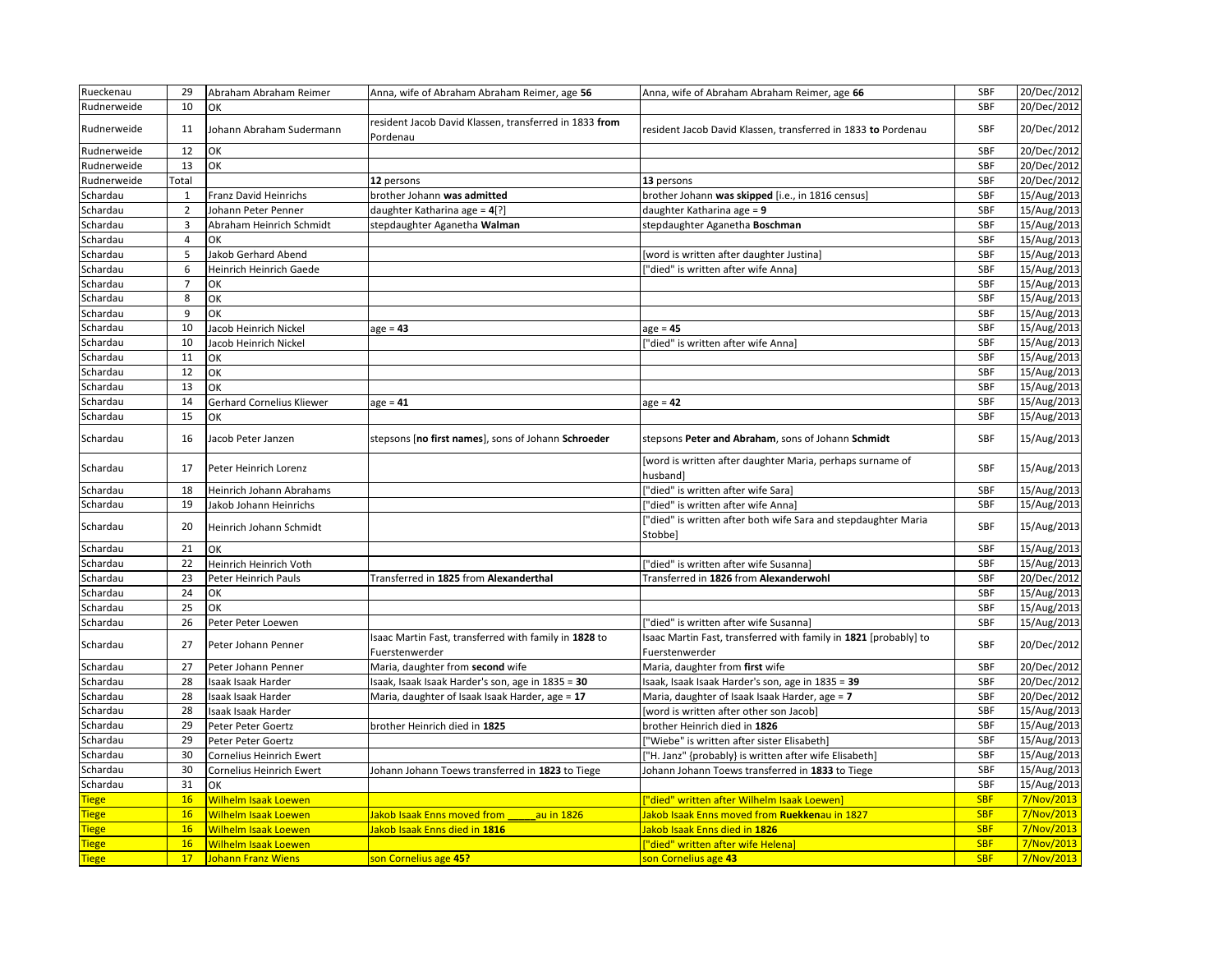| | | | | | | |
|---|---|---|---|---|---|---|
| Rueckenau | 29 | Abraham Abraham Reimer | Anna, wife of Abraham Abraham Reimer, age **56** | Anna, wife of Abraham Abraham Reimer, age **66** | SBF | 20/Dec/2012 |
| Rudnerweide | 10 | OK | | | SBF | 20/Dec/2012 |
| Rudnerweide | 11 | Johann Abraham Sudermann | resident Jacob David Klassen, transferred in 1833 **from** Pordenau | resident Jacob David Klassen, transferred in 1833 **to** Pordenau | SBF | 20/Dec/2012 |
| Rudnerweide | 12 | OK | | | SBF | 20/Dec/2012 |
| Rudnerweide | 13 | OK | | | SBF | 20/Dec/2012 |
| Rudnerweide | Total | | **12** persons | **13** persons | SBF | 20/Dec/2012 |
| Schardau | 1 | Franz David Heinrichs | brother Johann **was admitted** | brother Johann **was skipped** [i.e., in 1816 census] | SBF | 15/Aug/2013 |
| Schardau | 2 | Johann Peter Penner | daughter Katharina age = **4**[?] | daughter Katharina age = **9** | SBF | 15/Aug/2013 |
| Schardau | 3 | Abraham Heinrich Schmidt | stepdaughter Aganetha **Walman** | stepdaughter Aganetha **Boschman** | SBF | 15/Aug/2013 |
| Schardau | 4 | OK | | | SBF | 15/Aug/2013 |
| Schardau | 5 | Jakob Gerhard Abend | | [word is written after daughter Justina] | SBF | 15/Aug/2013 |
| Schardau | 6 | Heinrich Heinrich Gaede | | ["died" is written after wife Anna] | SBF | 15/Aug/2013 |
| Schardau | 7 | OK | | | SBF | 15/Aug/2013 |
| Schardau | 8 | OK | | | SBF | 15/Aug/2013 |
| Schardau | 9 | OK | | | SBF | 15/Aug/2013 |
| Schardau | 10 | Jacob Heinrich Nickel | age = **43** | age = **45** | SBF | 15/Aug/2013 |
| Schardau | 10 | Jacob Heinrich Nickel | | ["died" is written after wife Anna] | SBF | 15/Aug/2013 |
| Schardau | 11 | OK | | | SBF | 15/Aug/2013 |
| Schardau | 12 | OK | | | SBF | 15/Aug/2013 |
| Schardau | 13 | OK | | | SBF | 15/Aug/2013 |
| Schardau | 14 | Gerhard Cornelius Kliewer | age = **41** | age = **42** | SBF | 15/Aug/2013 |
| Schardau | 15 | OK | | | SBF | 15/Aug/2013 |
| Schardau | 16 | Jacob Peter Janzen | stepsons [**no first names**], sons of Johann **Schroeder** | stepsons **Peter and Abraham**, sons of Johann **Schmidt** | SBF | 15/Aug/2013 |
| Schardau | 17 | Peter Heinrich Lorenz | | [word is written after daughter Maria, perhaps surname of husband] | SBF | 15/Aug/2013 |
| Schardau | 18 | Heinrich Johann Abrahams | | ["died" is written after wife Sara] | SBF | 15/Aug/2013 |
| Schardau | 19 | Jakob Johann Heinrichs | | ["died" is written after wife Anna] | SBF | 15/Aug/2013 |
| Schardau | 20 | Heinrich Johann Schmidt | | ["died" is written after both wife Sara and stepdaughter Maria Stobbe] | SBF | 15/Aug/2013 |
| Schardau | 21 | OK | | | SBF | 15/Aug/2013 |
| Schardau | 22 | Heinrich Heinrich Voth | | ["died" is written after wife Susanna] | SBF | 15/Aug/2013 |
| Schardau | 23 | Peter Heinrich Pauls | Transferred in **1825** from **Alexanderthal** | Transferred in **1826** from **Alexanderwohl** | SBF | 20/Dec/2012 |
| Schardau | 24 | OK | | | SBF | 15/Aug/2013 |
| Schardau | 25 | OK | | | SBF | 15/Aug/2013 |
| Schardau | 26 | Peter Peter Loewen | | ["died" is written after wife Susanna] | SBF | 15/Aug/2013 |
| Schardau | 27 | Peter Johann Penner | Isaac Martin Fast, transferred with family in **1828** to Fuerstenwerder | Isaac Martin Fast, transferred with family in **1821** [probably] to Fuerstenwerder | SBF | 20/Dec/2012 |
| Schardau | 27 | Peter Johann Penner | Maria, daughter from **second** wife | Maria, daughter from **first** wife | SBF | 20/Dec/2012 |
| Schardau | 28 | Isaak Isaak Harder | Isaak, Isaak Isaak Harder's son, age in 1835 = **30** | Isaak, Isaak Isaak Harder's son, age in 1835 = **39** | SBF | 20/Dec/2012 |
| Schardau | 28 | Isaak Isaak Harder | Maria, daughter of Isaak Isaak Harder, age = **17** | Maria, daughter of Isaak Isaak Harder, age = **7** | SBF | 20/Dec/2012 |
| Schardau | 28 | Isaak Isaak Harder | | [word is written after other son Jacob] | SBF | 15/Aug/2013 |
| Schardau | 29 | Peter Peter Goertz | brother Heinrich died in **1825** | brother Heinrich died in **1826** | SBF | 15/Aug/2013 |
| Schardau | 29 | Peter Peter Goertz | | ["Wiebe" is written after sister Elisabeth] | SBF | 15/Aug/2013 |
| Schardau | 30 | Cornelius Heinrich Ewert | | ["H. Janz" {probably} is written after wife Elisabeth] | SBF | 15/Aug/2013 |
| Schardau | 30 | Cornelius Heinrich Ewert | Johann Johann Toews transferred in **1823** to Tiege | Johann Johann Toews transferred in **1833** to Tiege | SBF | 15/Aug/2013 |
| Schardau | 31 | OK | | | SBF | 15/Aug/2013 |
| Tiege | 16 | Wilhelm Isaak Loewen | | ["died" written after Wilhelm Isaak Loewen] | SBF | 7/Nov/2013 |
| Tiege | 16 | Wilhelm Isaak Loewen | Jakob Isaak Enns moved from _____au in 1826 | Jakob Isaak Enns moved from **Ruekken**au in 1827 | SBF | 7/Nov/2013 |
| Tiege | 16 | Wilhelm Isaak Loewen | Jakob Isaak Enns died in **1816** | Jakob Isaak Enns died in **1826** | SBF | 7/Nov/2013 |
| Tiege | 16 | Wilhelm Isaak Loewen | | ["died" written after wife Helena] | SBF | 7/Nov/2013 |
| Tiege | 17 | Johann Franz Wiens | son Cornelius age **45?** | son Cornelius age **43** | SBF | 7/Nov/2013 |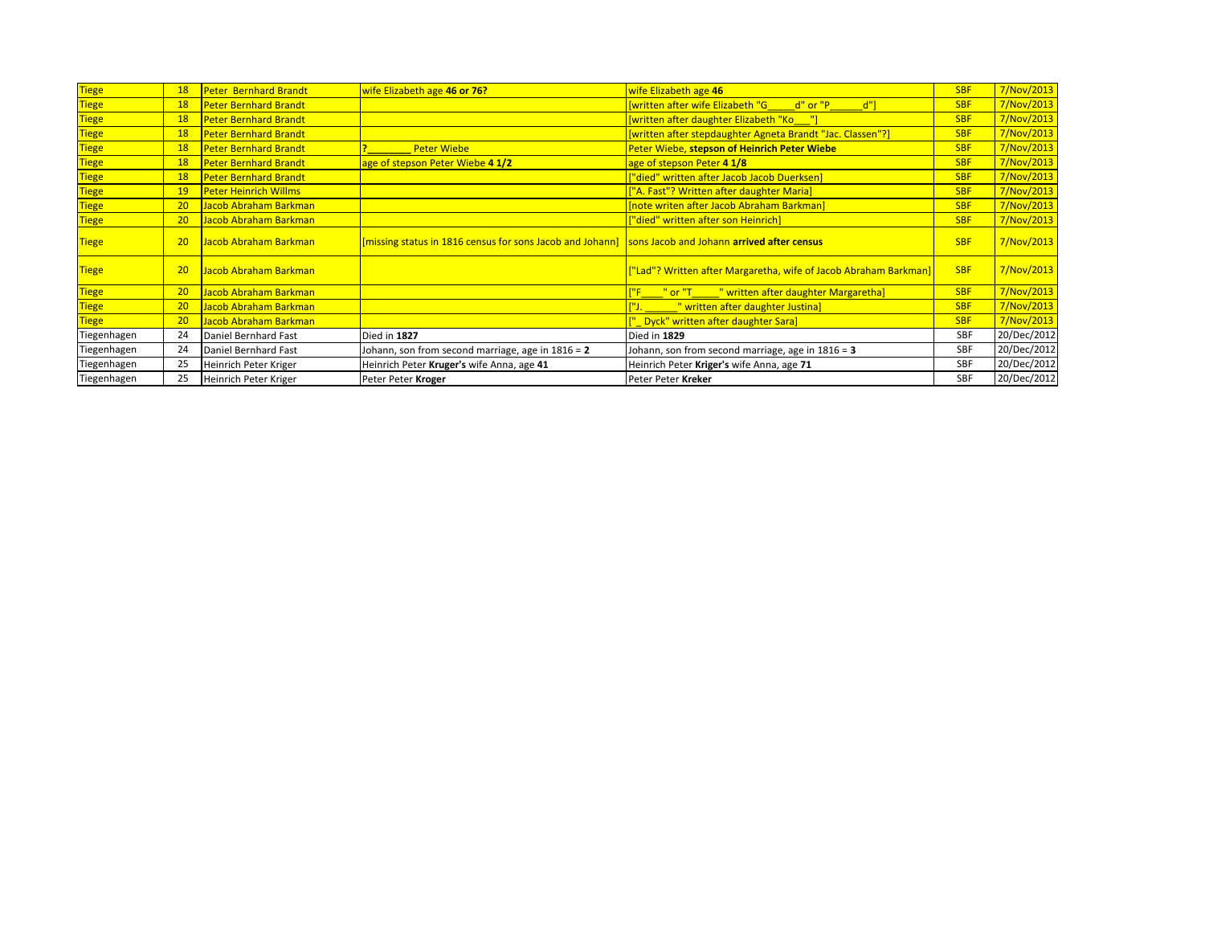| | | | | | | |
|---|---|---|---|---|---|---|
| Tiege | 18 | Peter  Bernhard Brandt | wife Elizabeth age **46 or 76?** | wife Elizabeth age **46** | SBF | 7/Nov/2013 |
| Tiege | 18 | Peter Bernhard Brandt | | [written after wife Elizabeth "G_____d" or "P______d"] | SBF | 7/Nov/2013 |
| Tiege | 18 | Peter Bernhard Brandt | | [written after daughter Elizabeth "Ko___"] | SBF | 7/Nov/2013 |
| Tiege | 18 | Peter Bernhard Brandt | | [written after stepdaughter Agneta Brandt "Jac. Classen"?] | SBF | 7/Nov/2013 |
| Tiege | 18 | Peter Bernhard Brandt | **?**________ Peter Wiebe | Peter Wiebe, **stepson of Heinrich Peter Wiebe** | SBF | 7/Nov/2013 |
| Tiege | 18 | Peter Bernhard Brandt | age of stepson Peter Wiebe **4 1/2** | age of stepson Peter **4 1/8** | SBF | 7/Nov/2013 |
| Tiege | 18 | Peter Bernhard Brandt | | ["died" written after Jacob Jacob Duerksen] | SBF | 7/Nov/2013 |
| Tiege | 19 | Peter Heinrich Willms | | ["A. Fast"? Written after daughter Maria] | SBF | 7/Nov/2013 |
| Tiege | 20 | Jacob Abraham Barkman | | [note writen after Jacob Abraham Barkman] | SBF | 7/Nov/2013 |
| Tiege | 20 | Jacob Abraham Barkman | | ["died" written after son Heinrich] | SBF | 7/Nov/2013 |
| Tiege | 20 | Jacob Abraham Barkman | [missing status in 1816 census for sons Jacob and Johann] | sons Jacob and Johann **arrived after census** | SBF | 7/Nov/2013 |
| Tiege | 20 | Jacob Abraham Barkman | | ["Lad"? Written after Margaretha, wife of Jacob Abraham Barkman] | SBF | 7/Nov/2013 |
| Tiege | 20 | Jacob Abraham Barkman | | ["F____" or "T_____" written after daughter Margaretha] | SBF | 7/Nov/2013 |
| Tiege | 20 | Jacob Abraham Barkman | | ["J. ______" written after daughter Justina] | SBF | 7/Nov/2013 |
| Tiege | 20 | Jacob Abraham Barkman | | ["_ Dyck" written after daughter Sara] | SBF | 7/Nov/2013 |
| Tiegenhagen | 24 | Daniel Bernhard Fast | Died in **1827** | Died in **1829** | SBF | 20/Dec/2012 |
| Tiegenhagen | 24 | Daniel Bernhard Fast | Johann, son from second marriage, age in 1816 = **2** | Johann, son from second marriage, age in 1816 = **3** | SBF | 20/Dec/2012 |
| Tiegenhagen | 25 | Heinrich Peter Kriger | Heinrich Peter **Kruger's** wife Anna, age **41** | Heinrich Peter **Kriger's** wife Anna, age **71** | SBF | 20/Dec/2012 |
| Tiegenhagen | 25 | Heinrich Peter Kriger | Peter Peter **Kroger** | Peter Peter **Kreker** | SBF | 20/Dec/2012 |